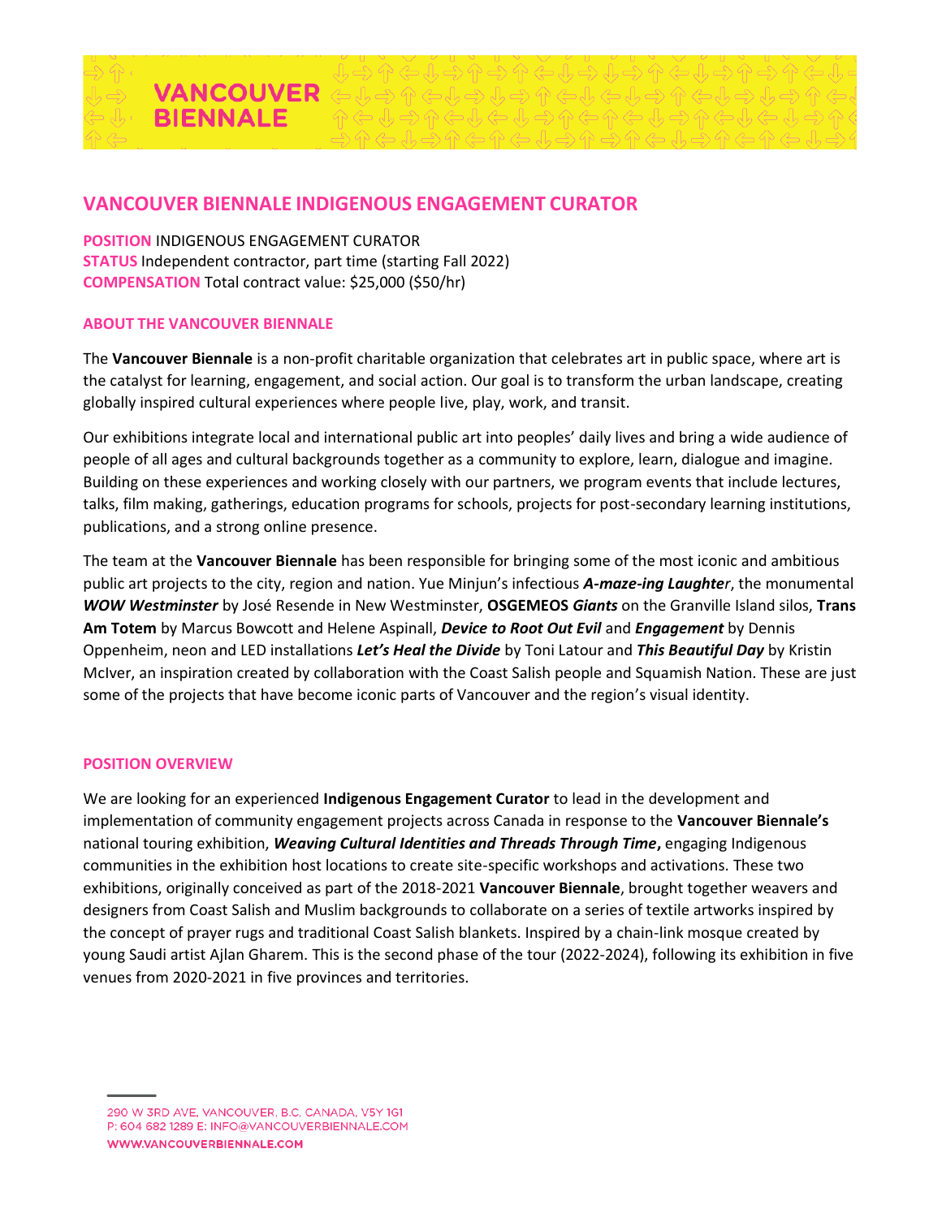# VANCOUVER BIENNALE

## VANCOUVER BIENNALE INDIGENOUS ENGAGEMENT CURATOR

**POSITION** INDIGENOUS ENGAGEMENT CURATOR
**STATUS** Independent contractor, part time (starting Fall 2022)
**COMPENSATION** Total contract value: $25,000 ($50/hr)

### ABOUT THE VANCOUVER BIENNALE

The **Vancouver Biennale** is a non-profit charitable organization that celebrates art in public space, where art is the catalyst for learning, engagement, and social action. Our goal is to transform the urban landscape, creating globally inspired cultural experiences where people live, play, work, and transit.

Our exhibitions integrate local and international public art into peoples' daily lives and bring a wide audience of people of all ages and cultural backgrounds together as a community to explore, learn, dialogue and imagine. Building on these experiences and working closely with our partners, we program events that include lectures, talks, film making, gatherings, education programs for schools, projects for post-secondary learning institutions, publications, and a strong online presence.

The team at the **Vancouver Biennale** has been responsible for bringing some of the most iconic and ambitious public art projects to the city, region and nation. Yue Minjun's infectious ***A-maze-ing Laughter***, the monumental ***WOW Westminster*** by José Resende in New Westminster, **OSGEMEOS** ***Giants*** on the Granville Island silos, **Trans Am Totem** by Marcus Bowcott and Helene Aspinall, ***Device to Root Out Evil*** and ***Engagement*** by Dennis Oppenheim, neon and LED installations ***Let's Heal the Divide*** by Toni Latour and ***This Beautiful Day*** by Kristin McIver, an inspiration created by collaboration with the Coast Salish people and Squamish Nation. These are just some of the projects that have become iconic parts of Vancouver and the region's visual identity.

### POSITION OVERVIEW

We are looking for an experienced **Indigenous Engagement Curator** to lead in the development and implementation of community engagement projects across Canada in response to the **Vancouver Biennale's** national touring exhibition, ***Weaving Cultural Identities and Threads Through Time*****,** engaging Indigenous communities in the exhibition host locations to create site-specific workshops and activations. These two exhibitions, originally conceived as part of the 2018-2021 **Vancouver Biennale**, brought together weavers and designers from Coast Salish and Muslim backgrounds to collaborate on a series of textile artworks inspired by the concept of prayer rugs and traditional Coast Salish blankets. Inspired by a chain-link mosque created by young Saudi artist Ajlan Gharem. This is the second phase of the tour (2022-2024), following its exhibition in five venues from 2020-2021 in five provinces and territories.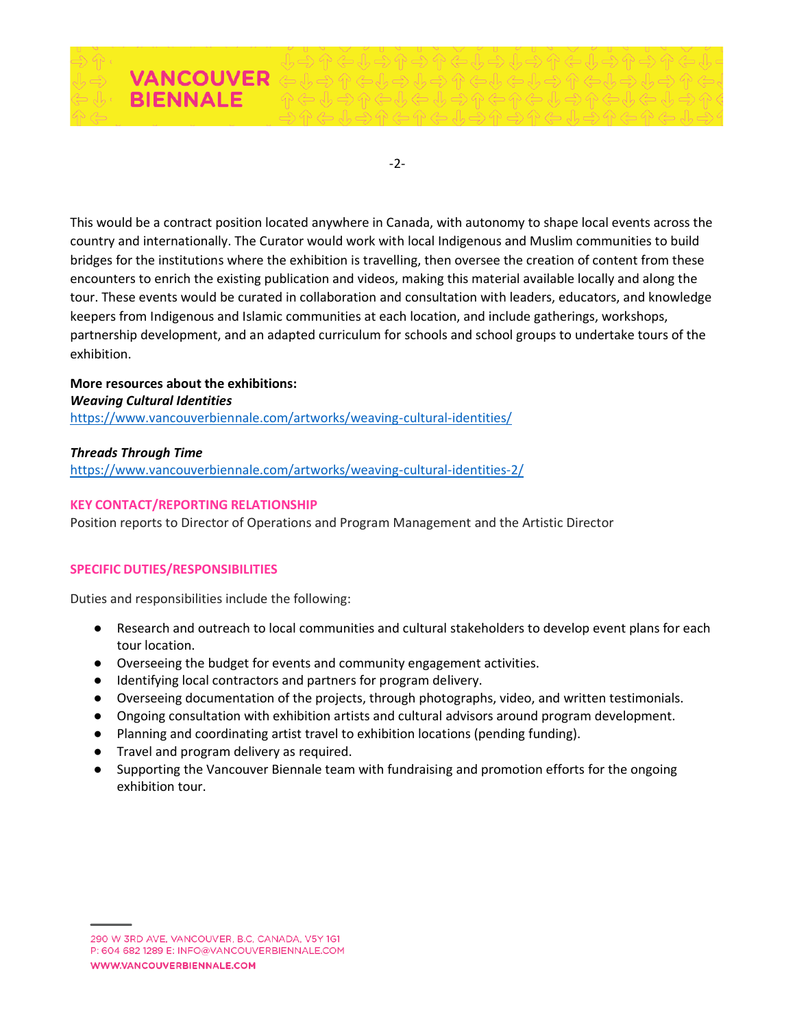This would be a contract position located anywhere in Canada, with autonomy to shape local events across the country and internationally. The Curator would work with local Indigenous and Muslim communities to build bridges for the institutions where the exhibition is travelling, then oversee the creation of content from these encounters to enrich the existing publication and videos, making this material available locally and along the tour. These events would be curated in collaboration and consultation with leaders, educators, and knowledge keepers from Indigenous and Islamic communities at each location, and include gatherings, workshops, partnership development, and an adapted curriculum for schools and school groups to undertake tours of the exhibition.

**More resources about the exhibitions:**
***Weaving Cultural Identities***
https://www.vancouverbiennale.com/artworks/weaving-cultural-identities/

***Threads Through Time***
https://www.vancouverbiennale.com/artworks/weaving-cultural-identities-2/

## KEY CONTACT/REPORTING RELATIONSHIP

Position reports to Director of Operations and Program Management and the Artistic Director

## SPECIFIC DUTIES/RESPONSIBILITIES

Duties and responsibilities include the following:

- Research and outreach to local communities and cultural stakeholders to develop event plans for each tour location.
- Overseeing the budget for events and community engagement activities.
- Identifying local contractors and partners for program delivery.
- Overseeing documentation of the projects, through photographs, video, and written testimonials.
- Ongoing consultation with exhibition artists and cultural advisors around program development.
- Planning and coordinating artist travel to exhibition locations (pending funding).
- Travel and program delivery as required.
- Supporting the Vancouver Biennale team with fundraising and promotion efforts for the ongoing exhibition tour.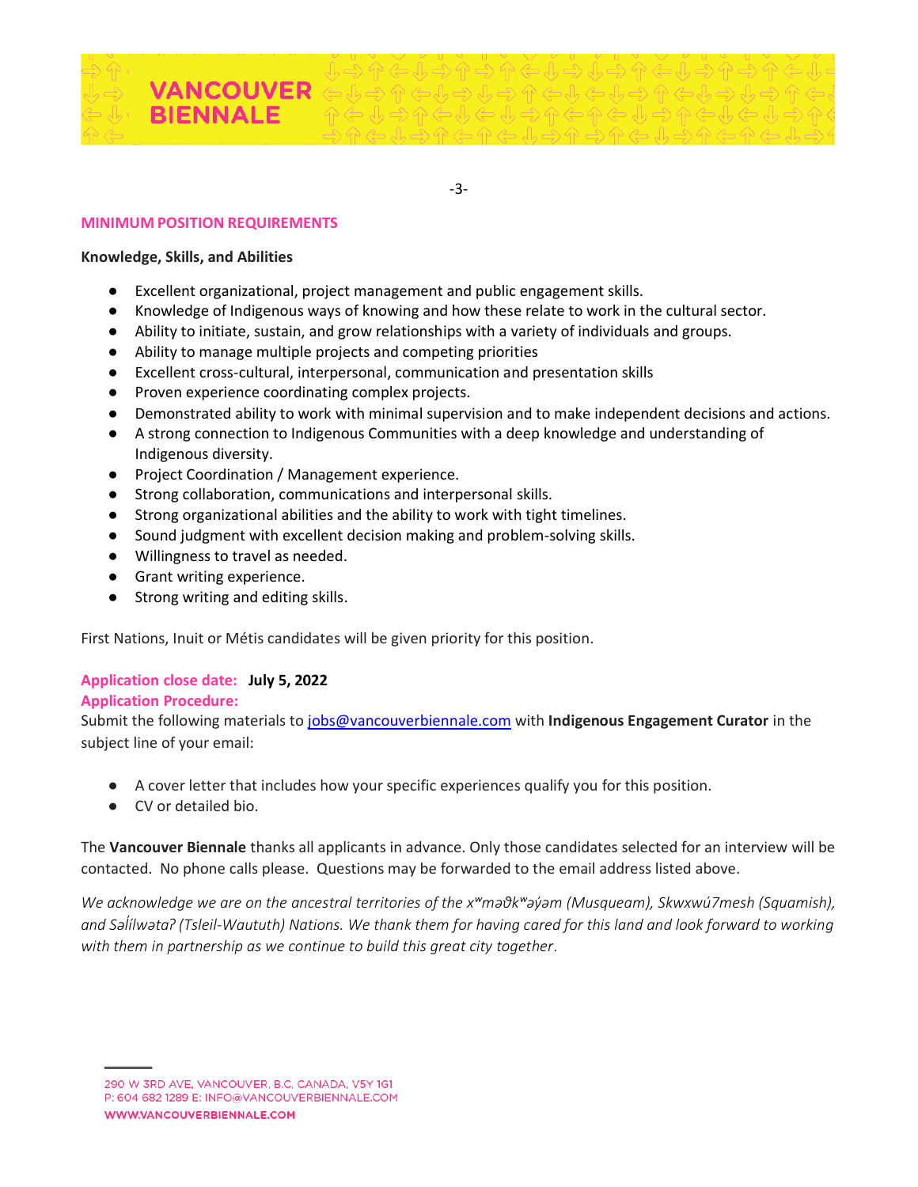## MINIMUM POSITION REQUIREMENTS

**Knowledge, Skills, and Abilities**

- Excellent organizational, project management and public engagement skills.
- Knowledge of Indigenous ways of knowing and how these relate to work in the cultural sector.
- Ability to initiate, sustain, and grow relationships with a variety of individuals and groups.
- Ability to manage multiple projects and competing priorities
- Excellent cross-cultural, interpersonal, communication and presentation skills
- Proven experience coordinating complex projects.
- Demonstrated ability to work with minimal supervision and to make independent decisions and actions.
- A strong connection to Indigenous Communities with a deep knowledge and understanding of Indigenous diversity.
- Project Coordination / Management experience.
- Strong collaboration, communications and interpersonal skills.
- Strong organizational abilities and the ability to work with tight timelines.
- Sound judgment with excellent decision making and problem-solving skills.
- Willingness to travel as needed.
- Grant writing experience.
- Strong writing and editing skills.

First Nations, Inuit or Métis candidates will be given priority for this position.

**Application close date:** **July 5, 2022**

**Application Procedure:**

Submit the following materials to jobs@vancouverbiennale.com with **Indigenous Engagement Curator** in the subject line of your email:

- A cover letter that includes how your specific experiences qualify you for this position.
- CV or detailed bio.

The **Vancouver Biennale** thanks all applicants in advance. Only those candidates selected for an interview will be contacted. No phone calls please. Questions may be forwarded to the email address listed above.

*We acknowledge we are on the ancestral territories of the xʷməθkʷəy̓əm (Musqueam), Skwxwú7mesh (Squamish), and Səl̓ílwətaʔ (Tsleil-Waututh) Nations. We thank them for having cared for this land and look forward to working with them in partnership as we continue to build this great city together.*

290 W 3RD AVE, VANCOUVER, B.C, CANADA, V5Y 1G1
P: 604 682 1289 E: INFO@VANCOUVERBIENNALE.COM
WWW.VANCOUVERBIENNALE.COM